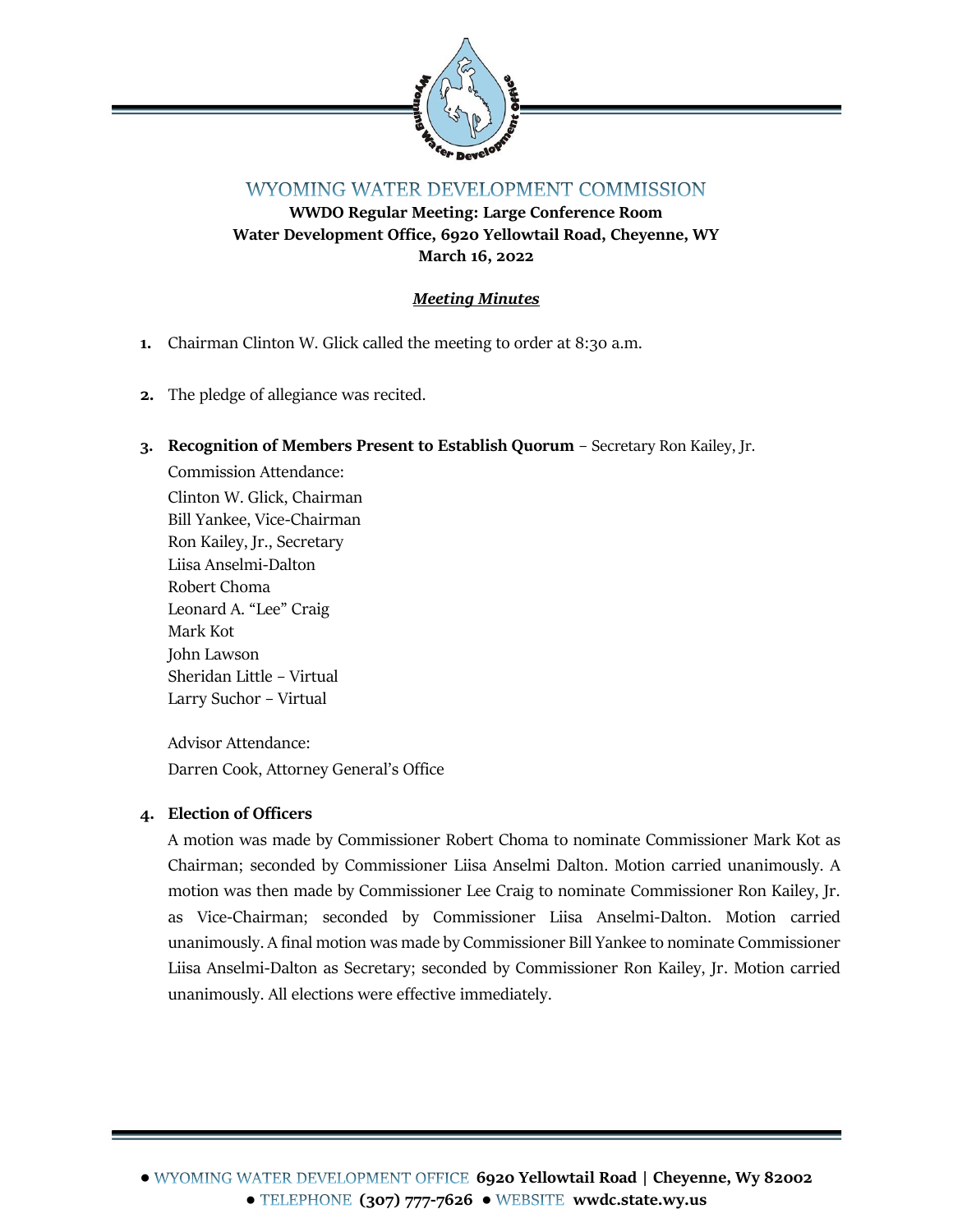# WYOMING WATER DEVELOPMENT COMMISSION

**WWDO Regular Meeting: Large Conference Room**
**Water Development Office, 6920 Yellowtail Road, Cheyenne, WY**
**March 16, 2022**

***Meeting Minutes***

1. Chairman Clinton W. Glick called the meeting to order at 8:30 a.m.

2. The pledge of allegiance was recited.

3. **Recognition of Members Present to Establish Quorum** – Secretary Ron Kailey, Jr.

   Commission Attendance:
   Clinton W. Glick, Chairman
   Bill Yankee, Vice-Chairman
   Ron Kailey, Jr., Secretary
   Liisa Anselmi-Dalton
   Robert Choma
   Leonard A. "Lee" Craig
   Mark Kot
   John Lawson
   Sheridan Little – Virtual
   Larry Suchor – Virtual

   Advisor Attendance:
   Darren Cook, Attorney General's Office

4. **Election of Officers**

   A motion was made by Commissioner Robert Choma to nominate Commissioner Mark Kot as Chairman; seconded by Commissioner Liisa Anselmi Dalton. Motion carried unanimously. A motion was then made by Commissioner Lee Craig to nominate Commissioner Ron Kailey, Jr. as Vice-Chairman; seconded by Commissioner Liisa Anselmi-Dalton. Motion carried unanimously. A final motion was made by Commissioner Bill Yankee to nominate Commissioner Liisa Anselmi-Dalton as Secretary; seconded by Commissioner Ron Kailey, Jr. Motion carried unanimously. All elections were effective immediately.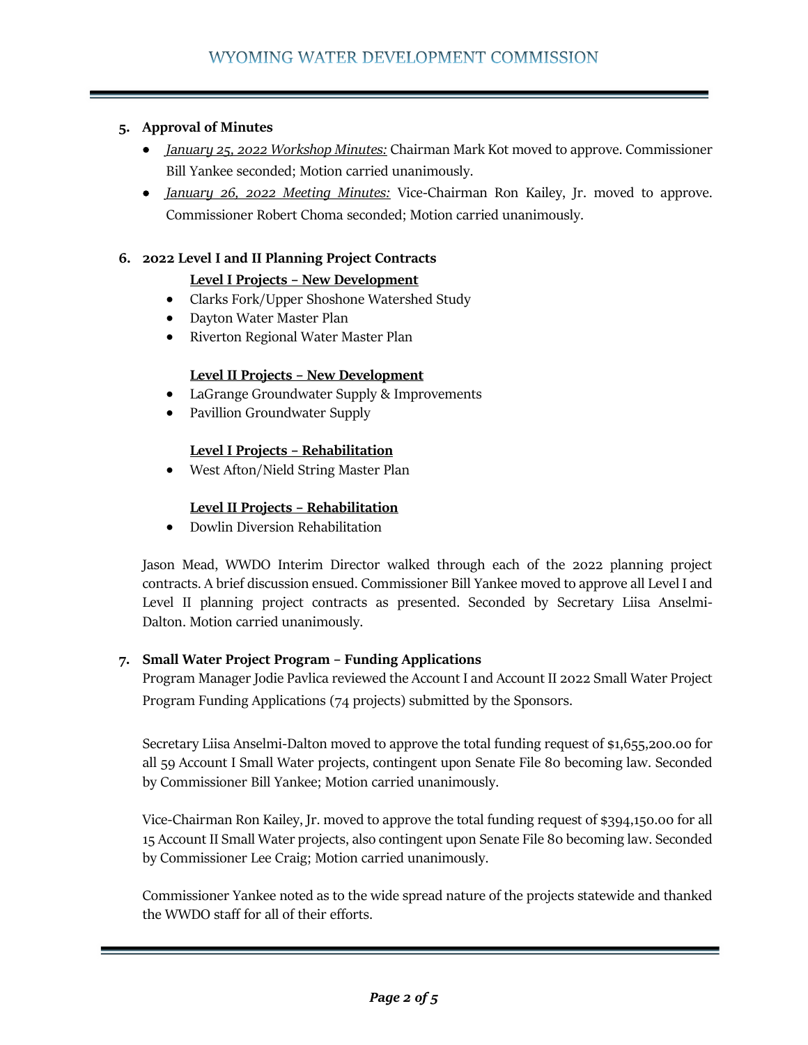5. **Approval of Minutes**
   - *January 25, 2022 Workshop Minutes:* Chairman Mark Kot moved to approve. Commissioner Bill Yankee seconded; Motion carried unanimously.
   - *January 26, 2022 Meeting Minutes:* Vice-Chairman Ron Kailey, Jr. moved to approve. Commissioner Robert Choma seconded; Motion carried unanimously.

6. **2022 Level I and II Planning Project Contracts**

   **Level I Projects – New Development**
   - Clarks Fork/Upper Shoshone Watershed Study
   - Dayton Water Master Plan
   - Riverton Regional Water Master Plan

   **Level II Projects – New Development**
   - LaGrange Groundwater Supply & Improvements
   - Pavillion Groundwater Supply

   **Level I Projects – Rehabilitation**
   - West Afton/Nield String Master Plan

   **Level II Projects – Rehabilitation**
   - Dowlin Diversion Rehabilitation

   Jason Mead, WWDO Interim Director walked through each of the 2022 planning project contracts. A brief discussion ensued. Commissioner Bill Yankee moved to approve all Level I and Level II planning project contracts as presented. Seconded by Secretary Liisa Anselmi-Dalton. Motion carried unanimously.

7. **Small Water Project Program – Funding Applications**

   Program Manager Jodie Pavlica reviewed the Account I and Account II 2022 Small Water Project Program Funding Applications (74 projects) submitted by the Sponsors.

   Secretary Liisa Anselmi-Dalton moved to approve the total funding request of $1,655,200.00 for all 59 Account I Small Water projects, contingent upon Senate File 80 becoming law. Seconded by Commissioner Bill Yankee; Motion carried unanimously.

   Vice-Chairman Ron Kailey, Jr. moved to approve the total funding request of $394,150.00 for all 15 Account II Small Water projects, also contingent upon Senate File 80 becoming law. Seconded by Commissioner Lee Craig; Motion carried unanimously.

   Commissioner Yankee noted as to the wide spread nature of the projects statewide and thanked the WWDO staff for all of their efforts.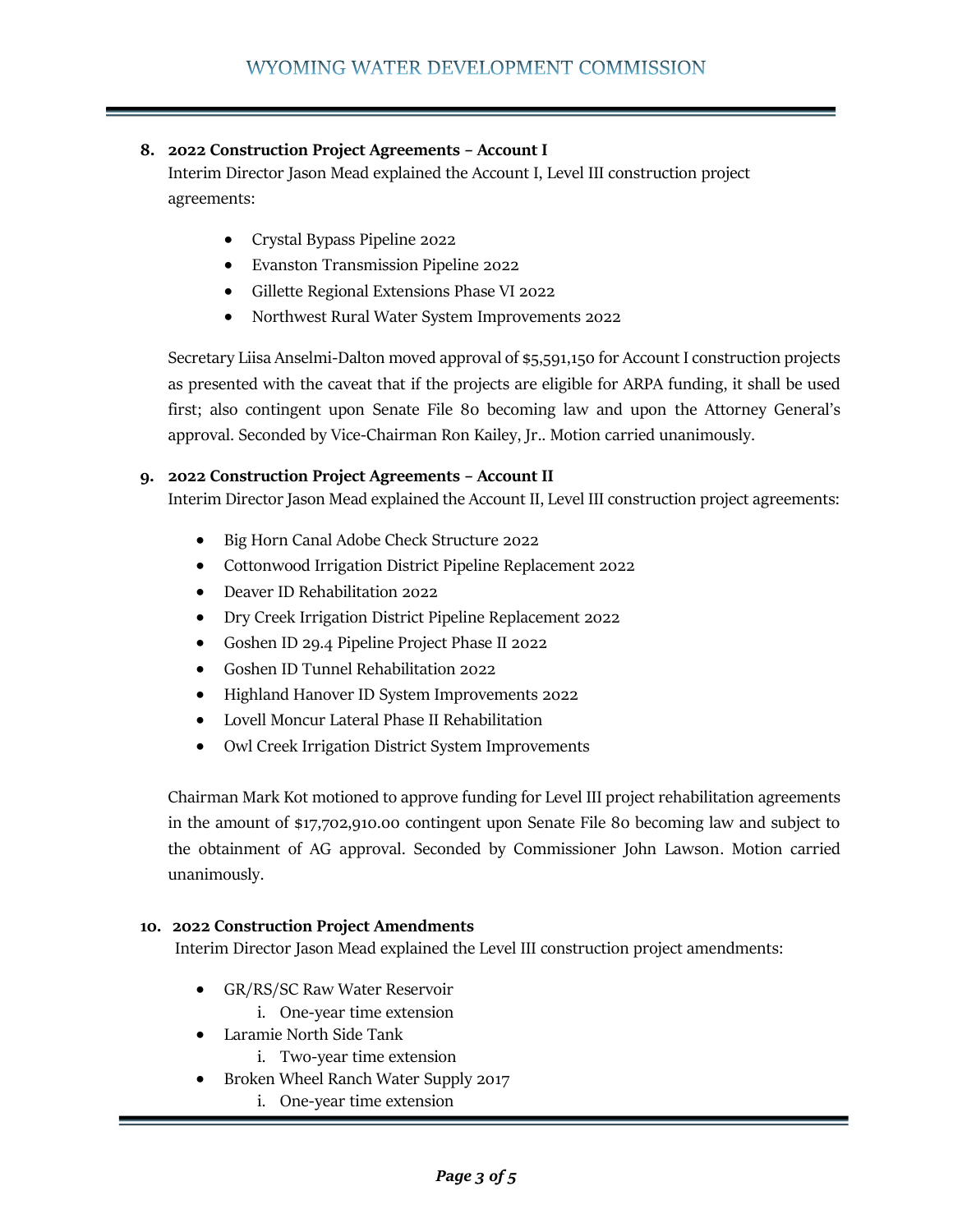**8. 2022 Construction Project Agreements – Account I**

Interim Director Jason Mead explained the Account I, Level III construction project agreements:

- Crystal Bypass Pipeline 2022
- Evanston Transmission Pipeline 2022
- Gillette Regional Extensions Phase VI 2022
- Northwest Rural Water System Improvements 2022

Secretary Liisa Anselmi-Dalton moved approval of $5,591,150 for Account I construction projects as presented with the caveat that if the projects are eligible for ARPA funding, it shall be used first; also contingent upon Senate File 80 becoming law and upon the Attorney General's approval. Seconded by Vice-Chairman Ron Kailey, Jr.. Motion carried unanimously.

**9. 2022 Construction Project Agreements – Account II**

Interim Director Jason Mead explained the Account II, Level III construction project agreements:

- Big Horn Canal Adobe Check Structure 2022
- Cottonwood Irrigation District Pipeline Replacement 2022
- Deaver ID Rehabilitation 2022
- Dry Creek Irrigation District Pipeline Replacement 2022
- Goshen ID 29.4 Pipeline Project Phase II 2022
- Goshen ID Tunnel Rehabilitation 2022
- Highland Hanover ID System Improvements 2022
- Lovell Moncur Lateral Phase II Rehabilitation
- Owl Creek Irrigation District System Improvements

Chairman Mark Kot motioned to approve funding for Level III project rehabilitation agreements in the amount of $17,702,910.00 contingent upon Senate File 80 becoming law and subject to the obtainment of AG approval. Seconded by Commissioner John Lawson. Motion carried unanimously.

**10. 2022 Construction Project Amendments**

Interim Director Jason Mead explained the Level III construction project amendments:

- GR/RS/SC Raw Water Reservoir
    i. One-year time extension
- Laramie North Side Tank
    i. Two-year time extension
- Broken Wheel Ranch Water Supply 2017
    i. One-year time extension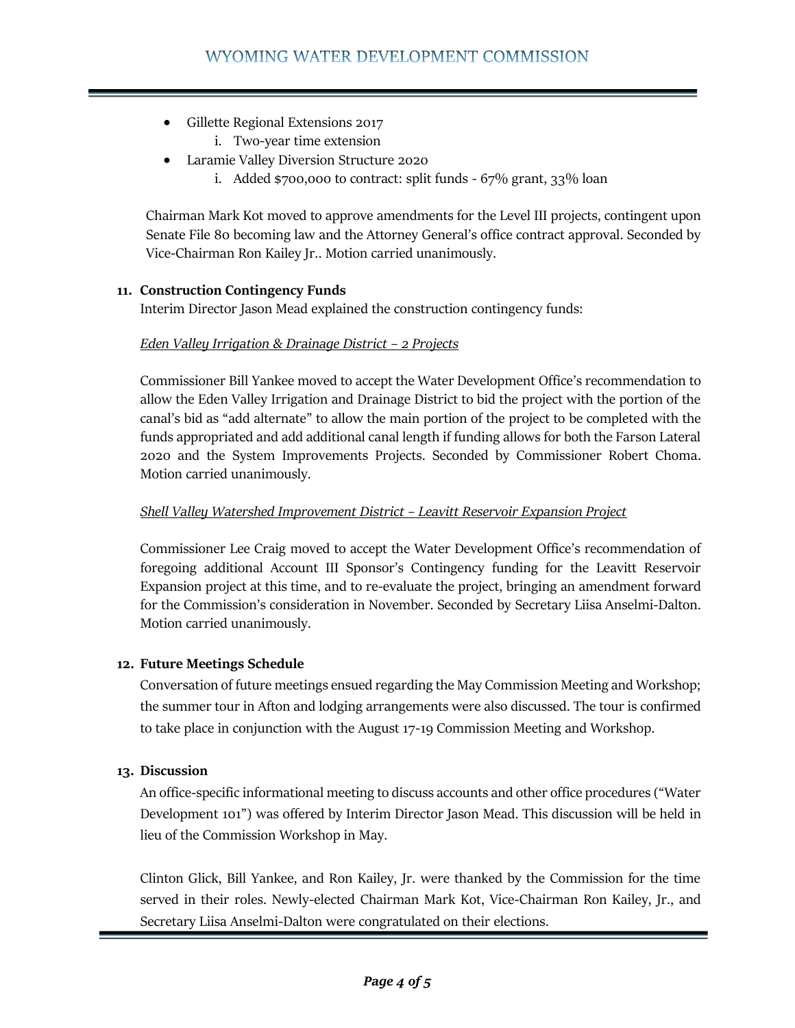- Gillette Regional Extensions 2017
    i. Two-year time extension
- Laramie Valley Diversion Structure 2020
    i. Added $700,000 to contract: split funds - 67% grant, 33% loan

Chairman Mark Kot moved to approve amendments for the Level III projects, contingent upon Senate File 80 becoming law and the Attorney General's office contract approval. Seconded by Vice-Chairman Ron Kailey Jr.. Motion carried unanimously.

**11. Construction Contingency Funds**

Interim Director Jason Mead explained the construction contingency funds:

*Eden Valley Irrigation & Drainage District – 2 Projects*

Commissioner Bill Yankee moved to accept the Water Development Office's recommendation to allow the Eden Valley Irrigation and Drainage District to bid the project with the portion of the canal's bid as "add alternate" to allow the main portion of the project to be completed with the funds appropriated and add additional canal length if funding allows for both the Farson Lateral 2020 and the System Improvements Projects. Seconded by Commissioner Robert Choma. Motion carried unanimously.

*Shell Valley Watershed Improvement District – Leavitt Reservoir Expansion Project*

Commissioner Lee Craig moved to accept the Water Development Office's recommendation of foregoing additional Account III Sponsor's Contingency funding for the Leavitt Reservoir Expansion project at this time, and to re-evaluate the project, bringing an amendment forward for the Commission's consideration in November. Seconded by Secretary Liisa Anselmi-Dalton. Motion carried unanimously.

**12. Future Meetings Schedule**

Conversation of future meetings ensued regarding the May Commission Meeting and Workshop; the summer tour in Afton and lodging arrangements were also discussed. The tour is confirmed to take place in conjunction with the August 17-19 Commission Meeting and Workshop.

**13. Discussion**

An office-specific informational meeting to discuss accounts and other office procedures ("Water Development 101") was offered by Interim Director Jason Mead. This discussion will be held in lieu of the Commission Workshop in May.

Clinton Glick, Bill Yankee, and Ron Kailey, Jr. were thanked by the Commission for the time served in their roles. Newly-elected Chairman Mark Kot, Vice-Chairman Ron Kailey, Jr., and Secretary Liisa Anselmi-Dalton were congratulated on their elections.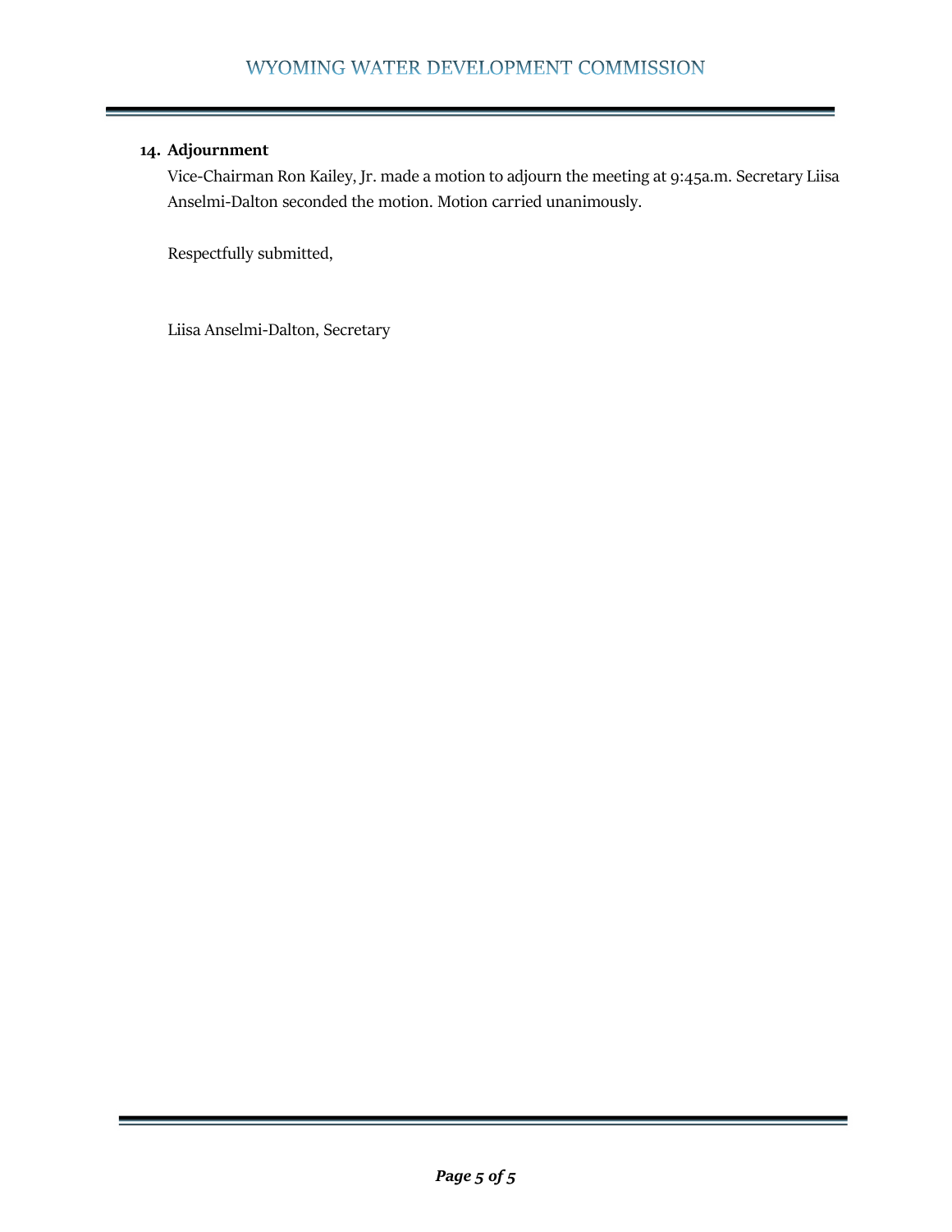**14. Adjournment**

Vice-Chairman Ron Kailey, Jr. made a motion to adjourn the meeting at 9:45a.m. Secretary Liisa Anselmi-Dalton seconded the motion. Motion carried unanimously.

Respectfully submitted,

Liisa Anselmi-Dalton, Secretary